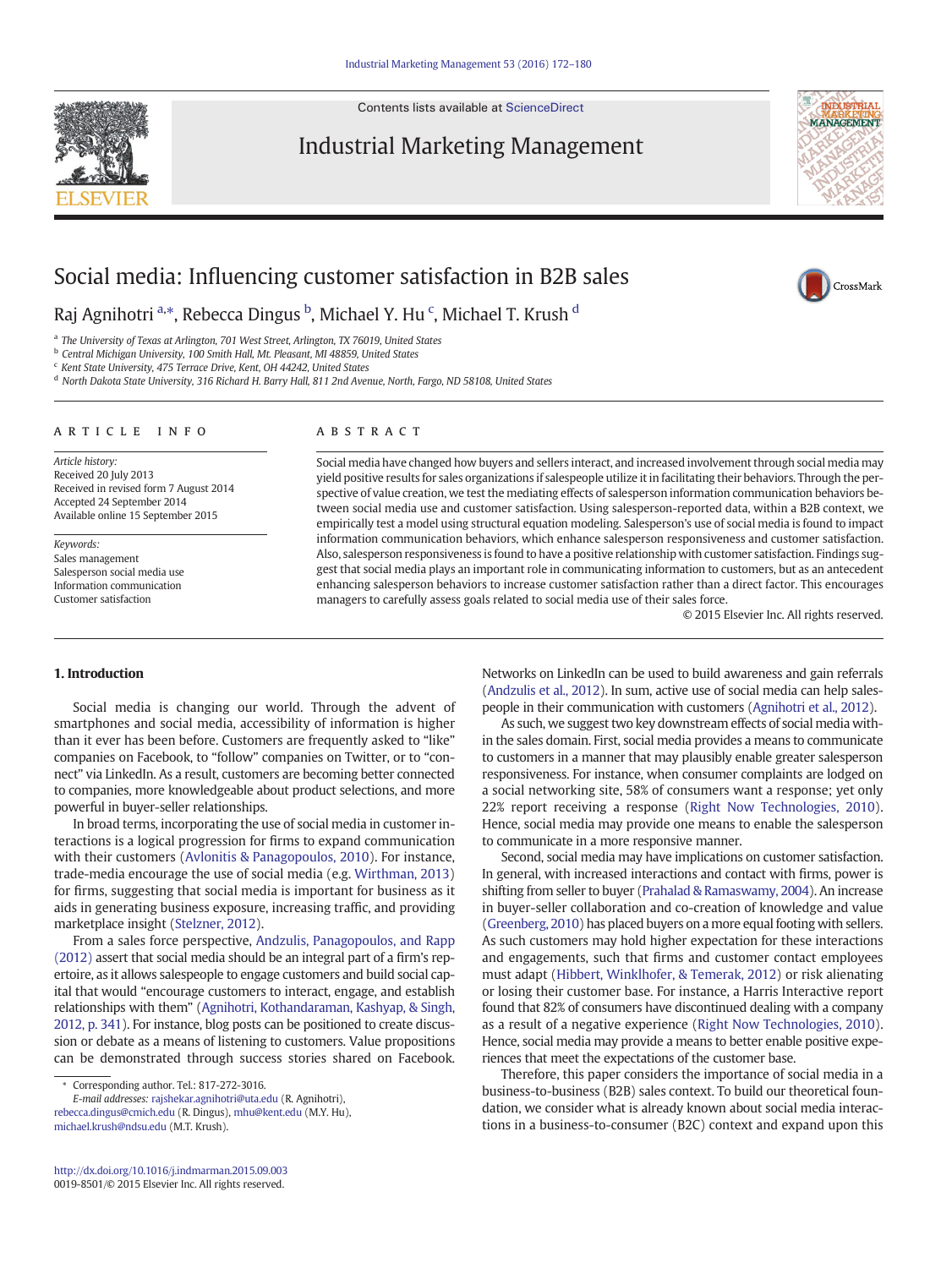# Social media: Influencing customer satisfaction in B2B sales

Raj Agnihotri [a,*], Rebecca Dingus [b], Michael Y. Hu [c], Michael T. Krush [d]

[a] The University of Texas at Arlington, 701 West Street, Arlington, TX 76019, United States
[b] Central Michigan University, 100 Smith Hall, Mt. Pleasant, MI 48859, United States
[c] Kent State University, 475 Terrace Drive, Kent, OH 44242, United States
[d] North Dakota State University, 316 Richard H. Barry Hall, 811 2nd Avenue, North, Fargo, ND 58108, United States

## ARTICLE INFO

*Article history:*
Received 20 July 2013
Received in revised form 7 August 2014
Accepted 24 September 2014
Available online 15 September 2015

*Keywords:*
Sales management
Salesperson social media use
Information communication
Customer satisfaction

## ABSTRACT

Social media have changed how buyers and sellers interact, and increased involvement through social media may yield positive results for sales organizations if salespeople utilize it in facilitating their behaviors. Through the perspective of value creation, we test the mediating effects of salesperson information communication behaviors between social media use and customer satisfaction. Using salesperson-reported data, within a B2B context, we empirically test a model using structural equation modeling. Salesperson's use of social media is found to impact information communication behaviors, which enhance salesperson responsiveness and customer satisfaction. Also, salesperson responsiveness is found to have a positive relationship with customer satisfaction. Findings suggest that social media plays an important role in communicating information to customers, but as an antecedent enhancing salesperson behaviors to increase customer satisfaction rather than a direct factor. This encourages managers to carefully assess goals related to social media use of their sales force.

© 2015 Elsevier Inc. All rights reserved.

## 1. Introduction

Social media is changing our world. Through the advent of smartphones and social media, accessibility of information is higher than it ever has been before. Customers are frequently asked to "like" companies on Facebook, to "follow" companies on Twitter, or to "connect" via LinkedIn. As a result, customers are becoming better connected to companies, more knowledgeable about product selections, and more powerful in buyer-seller relationships.

In broad terms, incorporating the use of social media in customer interactions is a logical progression for firms to expand communication with their customers (Avlonitis & Panagopoulos, 2010). For instance, trade-media encourage the use of social media (e.g. Wirthman, 2013) for firms, suggesting that social media is important for business as it aids in generating business exposure, increasing traffic, and providing marketplace insight (Stelzner, 2012).

From a sales force perspective, Andzulis, Panagopoulos, and Rapp (2012) assert that social media should be an integral part of a firm's repertoire, as it allows salespeople to engage customers and build social capital that would "encourage customers to interact, engage, and establish relationships with them" (Agnihotri, Kothandaraman, Kashyap, & Singh, 2012, p. 341). For instance, blog posts can be positioned to create discussion or debate as a means of listening to customers. Value propositions can be demonstrated through success stories shared on Facebook. Networks on LinkedIn can be used to build awareness and gain referrals (Andzulis et al., 2012). In sum, active use of social media can help salespeople in their communication with customers (Agnihotri et al., 2012).

As such, we suggest two key downstream effects of social media within the sales domain. First, social media provides a means to communicate to customers in a manner that may plausibly enable greater salesperson responsiveness. For instance, when consumer complaints are lodged on a social networking site, 58% of consumers want a response; yet only 22% report receiving a response (Right Now Technologies, 2010). Hence, social media may provide one means to enable the salesperson to communicate in a more responsive manner.

Second, social media may have implications on customer satisfaction. In general, with increased interactions and contact with firms, power is shifting from seller to buyer (Prahalad & Ramaswamy, 2004). An increase in buyer-seller collaboration and co-creation of knowledge and value (Greenberg, 2010) has placed buyers on a more equal footing with sellers. As such customers may hold higher expectation for these interactions and engagements, such that firms and customer contact employees must adapt (Hibbert, Winklhofer, & Temerak, 2012) or risk alienating or losing their customer base. For instance, a Harris Interactive report found that 82% of consumers have discontinued dealing with a company as a result of a negative experience (Right Now Technologies, 2010). Hence, social media may provide a means to better enable positive experiences that meet the expectations of the customer base.

Therefore, this paper considers the importance of social media in a business-to-business (B2B) sales context. To build our theoretical foundation, we consider what is already known about social media interactions in a business-to-consumer (B2C) context and expand upon this

---

* Corresponding author. Tel.: 817-272-3016.
*E-mail addresses:* rajshekar.agnihotri@uta.edu (R. Agnihotri), rebecca.dingus@cmich.edu (R. Dingus), mhu@kent.edu (M.Y. Hu), michael.krush@ndsu.edu (M.T. Krush).

http://dx.doi.org/10.1016/j.indmarman.2015.09.003
0019-8501/© 2015 Elsevier Inc. All rights reserved.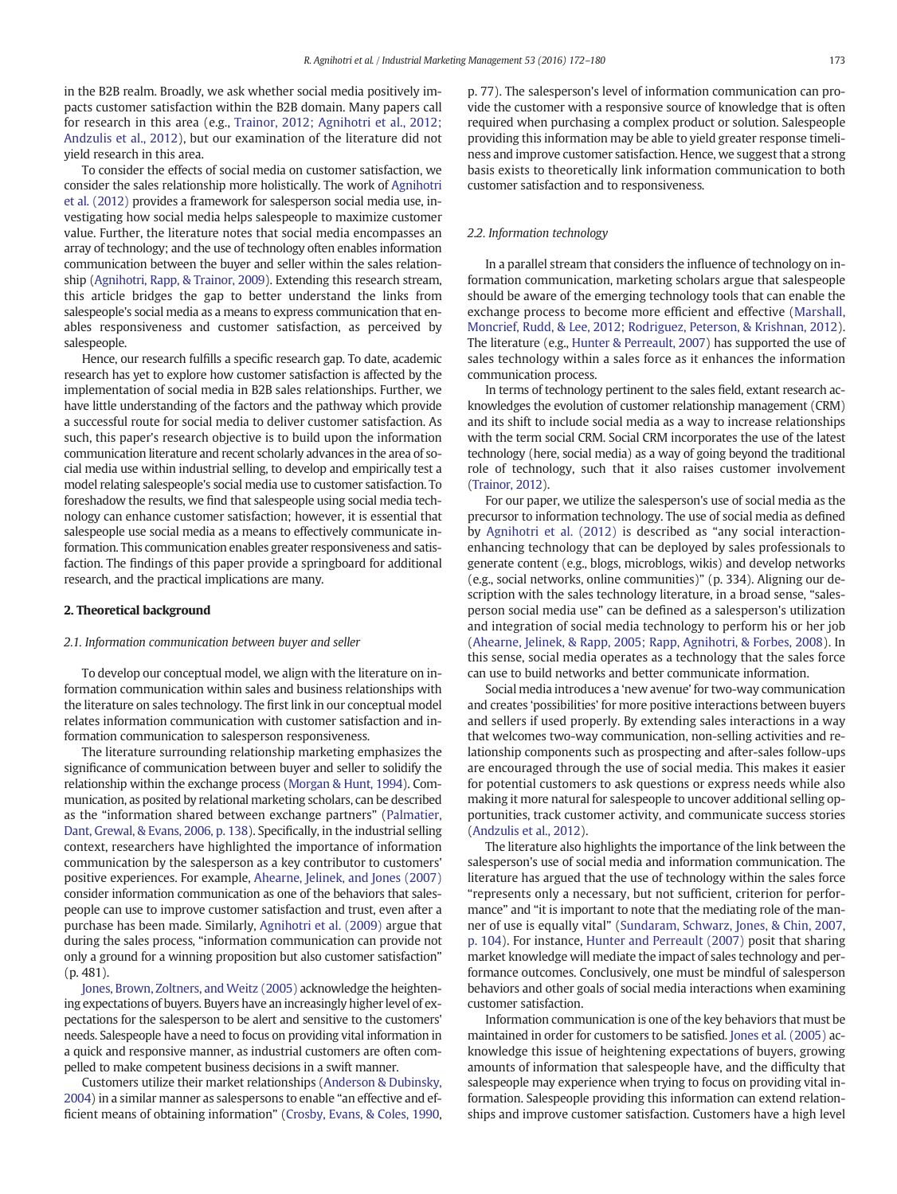in the B2B realm. Broadly, we ask whether social media positively impacts customer satisfaction within the B2B domain. Many papers call for research in this area (e.g., Trainor, 2012; Agnihotri et al., 2012; Andzulis et al., 2012), but our examination of the literature did not yield research in this area.

To consider the effects of social media on customer satisfaction, we consider the sales relationship more holistically. The work of Agnihotri et al. (2012) provides a framework for salesperson social media use, investigating how social media helps salespeople to maximize customer value. Further, the literature notes that social media encompasses an array of technology; and the use of technology often enables information communication between the buyer and seller within the sales relationship (Agnihotri, Rapp, & Trainor, 2009). Extending this research stream, this article bridges the gap to better understand the links from salespeople's social media as a means to express communication that enables responsiveness and customer satisfaction, as perceived by salespeople.

Hence, our research fulfills a specific research gap. To date, academic research has yet to explore how customer satisfaction is affected by the implementation of social media in B2B sales relationships. Further, we have little understanding of the factors and the pathway which provide a successful route for social media to deliver customer satisfaction. As such, this paper's research objective is to build upon the information communication literature and recent scholarly advances in the area of social media use within industrial selling, to develop and empirically test a model relating salespeople's social media use to customer satisfaction. To foreshadow the results, we find that salespeople using social media technology can enhance customer satisfaction; however, it is essential that salespeople use social media as a means to effectively communicate information. This communication enables greater responsiveness and satisfaction. The findings of this paper provide a springboard for additional research, and the practical implications are many.

## 2. Theoretical background

### 2.1. Information communication between buyer and seller

To develop our conceptual model, we align with the literature on information communication within sales and business relationships with the literature on sales technology. The first link in our conceptual model relates information communication with customer satisfaction and information communication to salesperson responsiveness.

The literature surrounding relationship marketing emphasizes the significance of communication between buyer and seller to solidify the relationship within the exchange process (Morgan & Hunt, 1994). Communication, as posited by relational marketing scholars, can be described as the "information shared between exchange partners" (Palmatier, Dant, Grewal, & Evans, 2006, p. 138). Specifically, in the industrial selling context, researchers have highlighted the importance of information communication by the salesperson as a key contributor to customers' positive experiences. For example, Ahearne, Jelinek, and Jones (2007) consider information communication as one of the behaviors that salespeople can use to improve customer satisfaction and trust, even after a purchase has been made. Similarly, Agnihotri et al. (2009) argue that during the sales process, "information communication can provide not only a ground for a winning proposition but also customer satisfaction" (p. 481).

Jones, Brown, Zoltners, and Weitz (2005) acknowledge the heightening expectations of buyers. Buyers have an increasingly higher level of expectations for the salesperson to be alert and sensitive to the customers' needs. Salespeople have a need to focus on providing vital information in a quick and responsive manner, as industrial customers are often compelled to make competent business decisions in a swift manner.

Customers utilize their market relationships (Anderson & Dubinsky, 2004) in a similar manner as salespersons to enable "an effective and efficient means of obtaining information" (Crosby, Evans, & Coles, 1990, p. 77). The salesperson's level of information communication can provide the customer with a responsive source of knowledge that is often required when purchasing a complex product or solution. Salespeople providing this information may be able to yield greater response timeliness and improve customer satisfaction. Hence, we suggest that a strong basis exists to theoretically link information communication to both customer satisfaction and to responsiveness.

### 2.2. Information technology

In a parallel stream that considers the influence of technology on information communication, marketing scholars argue that salespeople should be aware of the emerging technology tools that can enable the exchange process to become more efficient and effective (Marshall, Moncrief, Rudd, & Lee, 2012; Rodriguez, Peterson, & Krishnan, 2012). The literature (e.g., Hunter & Perreault, 2007) has supported the use of sales technology within a sales force as it enhances the information communication process.

In terms of technology pertinent to the sales field, extant research acknowledges the evolution of customer relationship management (CRM) and its shift to include social media as a way to increase relationships with the term social CRM. Social CRM incorporates the use of the latest technology (here, social media) as a way of going beyond the traditional role of technology, such that it also raises customer involvement (Trainor, 2012).

For our paper, we utilize the salesperson's use of social media as the precursor to information technology. The use of social media as defined by Agnihotri et al. (2012) is described as "any social interaction-enhancing technology that can be deployed by sales professionals to generate content (e.g., blogs, microblogs, wikis) and develop networks (e.g., social networks, online communities)" (p. 334). Aligning our description with the sales technology literature, in a broad sense, "salesperson social media use" can be defined as a salesperson's utilization and integration of social media technology to perform his or her job (Ahearne, Jelinek, & Rapp, 2005; Rapp, Agnihotri, & Forbes, 2008). In this sense, social media operates as a technology that the sales force can use to build networks and better communicate information.

Social media introduces a 'new avenue' for two-way communication and creates 'possibilities' for more positive interactions between buyers and sellers if used properly. By extending sales interactions in a way that welcomes two-way communication, non-selling activities and relationship components such as prospecting and after-sales follow-ups are encouraged through the use of social media. This makes it easier for potential customers to ask questions or express needs while also making it more natural for salespeople to uncover additional selling opportunities, track customer activity, and communicate success stories (Andzulis et al., 2012).

The literature also highlights the importance of the link between the salesperson's use of social media and information communication. The literature has argued that the use of technology within the sales force "represents only a necessary, but not sufficient, criterion for performance" and "it is important to note that the mediating role of the manner of use is equally vital" (Sundaram, Schwarz, Jones, & Chin, 2007, p. 104). For instance, Hunter and Perreault (2007) posit that sharing market knowledge will mediate the impact of sales technology and performance outcomes. Conclusively, one must be mindful of salesperson behaviors and other goals of social media interactions when examining customer satisfaction.

Information communication is one of the key behaviors that must be maintained in order for customers to be satisfied. Jones et al. (2005) acknowledge this issue of heightening expectations of buyers, growing amounts of information that salespeople have, and the difficulty that salespeople may experience when trying to focus on providing vital information. Salespeople providing this information can extend relationships and improve customer satisfaction. Customers have a high level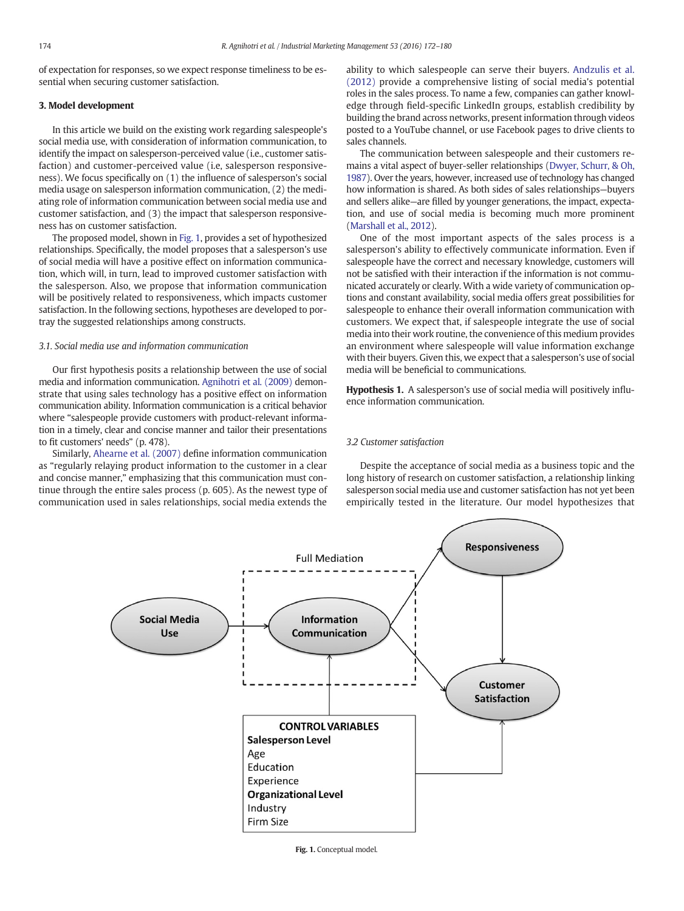of expectation for responses, so we expect response timeliness to be essential when securing customer satisfaction.

## 3. Model development

In this article we build on the existing work regarding salespeople's social media use, with consideration of information communication, to identify the impact on salesperson-perceived value (i.e., customer satisfaction) and customer-perceived value (i.e, salesperson responsiveness). We focus specifically on (1) the influence of salesperson's social media usage on salesperson information communication, (2) the mediating role of information communication between social media use and customer satisfaction, and (3) the impact that salesperson responsiveness has on customer satisfaction.

The proposed model, shown in Fig. 1, provides a set of hypothesized relationships. Specifically, the model proposes that a salesperson's use of social media will have a positive effect on information communication, which will, in turn, lead to improved customer satisfaction with the salesperson. Also, we propose that information communication will be positively related to responsiveness, which impacts customer satisfaction. In the following sections, hypotheses are developed to portray the suggested relationships among constructs.

### 3.1. Social media use and information communication

Our first hypothesis posits a relationship between the use of social media and information communication. Agnihotri et al. (2009) demonstrate that using sales technology has a positive effect on information communication ability. Information communication is a critical behavior where "salespeople provide customers with product-relevant information in a timely, clear and concise manner and tailor their presentations to fit customers' needs" (p. 478).

Similarly, Ahearne et al. (2007) define information communication as "regularly relaying product information to the customer in a clear and concise manner," emphasizing that this communication must continue through the entire sales process (p. 605). As the newest type of communication used in sales relationships, social media extends the ability to which salespeople can serve their buyers. Andzulis et al. (2012) provide a comprehensive listing of social media's potential roles in the sales process. To name a few, companies can gather knowledge through field-specific LinkedIn groups, establish credibility by building the brand across networks, present information through videos posted to a YouTube channel, or use Facebook pages to drive clients to sales channels.

The communication between salespeople and their customers remains a vital aspect of buyer-seller relationships (Dwyer, Schurr, & Oh, 1987). Over the years, however, increased use of technology has changed how information is shared. As both sides of sales relationships—buyers and sellers alike—are filled by younger generations, the impact, expectation, and use of social media is becoming much more prominent (Marshall et al., 2012).

One of the most important aspects of the sales process is a salesperson's ability to effectively communicate information. Even if salespeople have the correct and necessary knowledge, customers will not be satisfied with their interaction if the information is not communicated accurately or clearly. With a wide variety of communication options and constant availability, social media offers great possibilities for salespeople to enhance their overall information communication with customers. We expect that, if salespeople integrate the use of social media into their work routine, the convenience of this medium provides an environment where salespeople will value information exchange with their buyers. Given this, we expect that a salesperson's use of social media will be beneficial to communications.

**Hypothesis 1.** A salesperson's use of social media will positively influence information communication.

### 3.2 Customer satisfaction

Despite the acceptance of social media as a business topic and the long history of research on customer satisfaction, a relationship linking salesperson social media use and customer satisfaction has not yet been empirically tested in the literature. Our model hypothesizes that

Fig. 1. Conceptual model.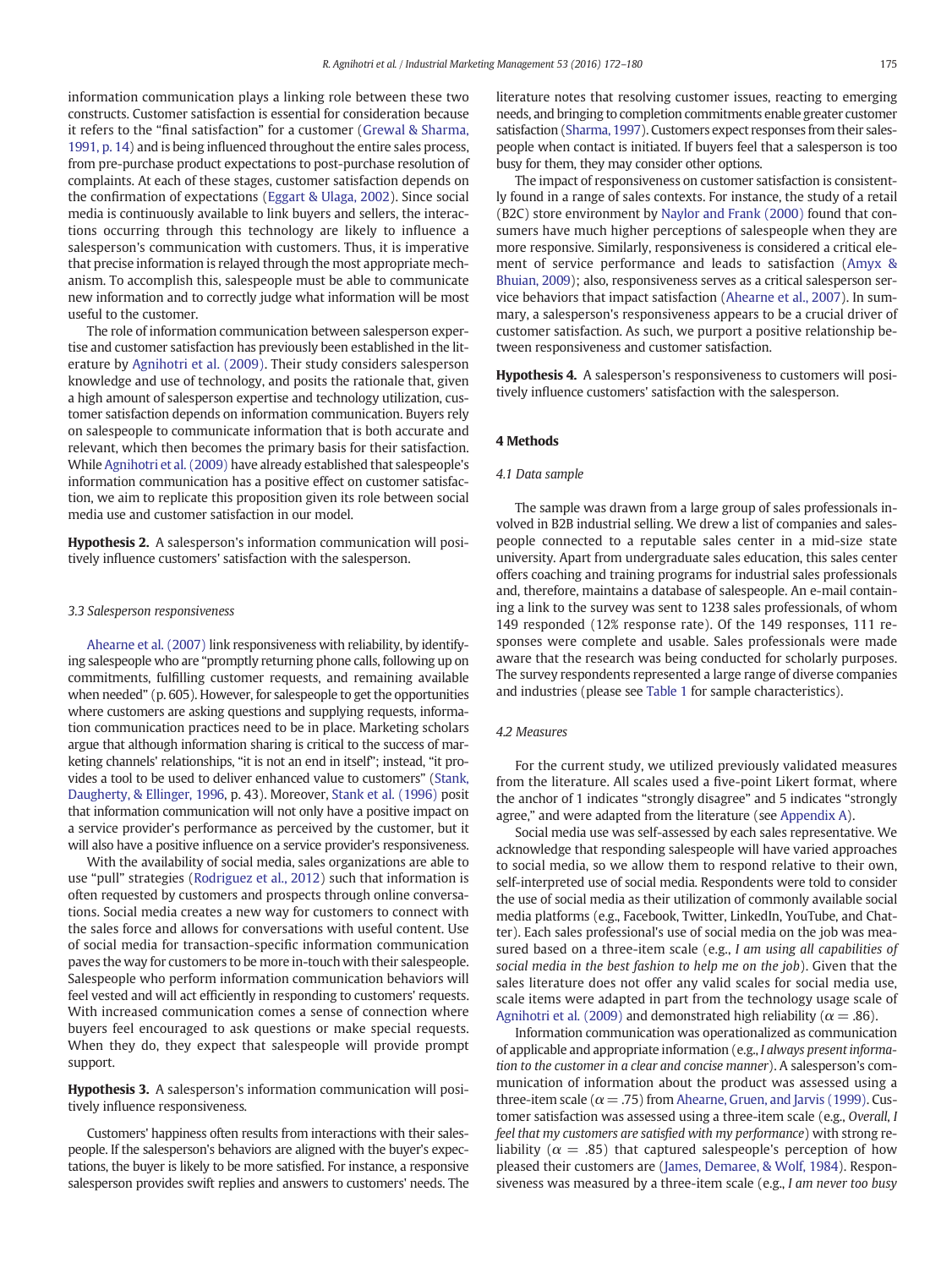information communication plays a linking role between these two constructs. Customer satisfaction is essential for consideration because it refers to the "final satisfaction" for a customer (Grewal & Sharma, 1991, p. 14) and is being influenced throughout the entire sales process, from pre-purchase product expectations to post-purchase resolution of complaints. At each of these stages, customer satisfaction depends on the confirmation of expectations (Eggart & Ulaga, 2002). Since social media is continuously available to link buyers and sellers, the interactions occurring through this technology are likely to influence a salesperson's communication with customers. Thus, it is imperative that precise information is relayed through the most appropriate mechanism. To accomplish this, salespeople must be able to communicate new information and to correctly judge what information will be most useful to the customer.

The role of information communication between salesperson expertise and customer satisfaction has previously been established in the literature by Agnihotri et al. (2009). Their study considers salesperson knowledge and use of technology, and posits the rationale that, given a high amount of salesperson expertise and technology utilization, customer satisfaction depends on information communication. Buyers rely on salespeople to communicate information that is both accurate and relevant, which then becomes the primary basis for their satisfaction. While Agnihotri et al. (2009) have already established that salespeople's information communication has a positive effect on customer satisfaction, we aim to replicate this proposition given its role between social media use and customer satisfaction in our model.

**Hypothesis 2.** A salesperson's information communication will positively influence customers' satisfaction with the salesperson.

### 3.3 Salesperson responsiveness

Ahearne et al. (2007) link responsiveness with reliability, by identifying salespeople who are "promptly returning phone calls, following up on commitments, fulfilling customer requests, and remaining available when needed" (p. 605). However, for salespeople to get the opportunities where customers are asking questions and supplying requests, information communication practices need to be in place. Marketing scholars argue that although information sharing is critical to the success of marketing channels' relationships, "it is not an end in itself"; instead, "it provides a tool to be used to deliver enhanced value to customers" (Stank, Daugherty, & Ellinger, 1996, p. 43). Moreover, Stank et al. (1996) posit that information communication will not only have a positive impact on a service provider's performance as perceived by the customer, but it will also have a positive influence on a service provider's responsiveness.

With the availability of social media, sales organizations are able to use "pull" strategies (Rodriguez et al., 2012) such that information is often requested by customers and prospects through online conversations. Social media creates a new way for customers to connect with the sales force and allows for conversations with useful content. Use of social media for transaction-specific information communication paves the way for customers to be more in-touch with their salespeople. Salespeople who perform information communication behaviors will feel vested and will act efficiently in responding to customers' requests. With increased communication comes a sense of connection where buyers feel encouraged to ask questions or make special requests. When they do, they expect that salespeople will provide prompt support.

**Hypothesis 3.** A salesperson's information communication will positively influence responsiveness.

Customers' happiness often results from interactions with their salespeople. If the salesperson's behaviors are aligned with the buyer's expectations, the buyer is likely to be more satisfied. For instance, a responsive salesperson provides swift replies and answers to customers' needs. The literature notes that resolving customer issues, reacting to emerging needs, and bringing to completion commitments enable greater customer satisfaction (Sharma, 1997). Customers expect responses from their salespeople when contact is initiated. If buyers feel that a salesperson is too busy for them, they may consider other options.

The impact of responsiveness on customer satisfaction is consistently found in a range of sales contexts. For instance, the study of a retail (B2C) store environment by Naylor and Frank (2000) found that consumers have much higher perceptions of salespeople when they are more responsive. Similarly, responsiveness is considered a critical element of service performance and leads to satisfaction (Amyx & Bhuian, 2009); also, responsiveness serves as a critical salesperson service behaviors that impact satisfaction (Ahearne et al., 2007). In summary, a salesperson's responsiveness appears to be a crucial driver of customer satisfaction. As such, we purport a positive relationship between responsiveness and customer satisfaction.

**Hypothesis 4.** A salesperson's responsiveness to customers will positively influence customers' satisfaction with the salesperson.

## 4 Methods

### 4.1 Data sample

The sample was drawn from a large group of sales professionals involved in B2B industrial selling. We drew a list of companies and salespeople connected to a reputable sales center in a mid-size state university. Apart from undergraduate sales education, this sales center offers coaching and training programs for industrial sales professionals and, therefore, maintains a database of salespeople. An e-mail containing a link to the survey was sent to 1238 sales professionals, of whom 149 responded (12% response rate). Of the 149 responses, 111 responses were complete and usable. Sales professionals were made aware that the research was being conducted for scholarly purposes. The survey respondents represented a large range of diverse companies and industries (please see Table 1 for sample characteristics).

### 4.2 Measures

For the current study, we utilized previously validated measures from the literature. All scales used a five-point Likert format, where the anchor of 1 indicates "strongly disagree" and 5 indicates "strongly agree," and were adapted from the literature (see Appendix A).

Social media use was self-assessed by each sales representative. We acknowledge that responding salespeople will have varied approaches to social media, so we allow them to respond relative to their own, self-interpreted use of social media. Respondents were told to consider the use of social media as their utilization of commonly available social media platforms (e.g., Facebook, Twitter, LinkedIn, YouTube, and Chatter). Each sales professional's use of social media on the job was measured based on a three-item scale (e.g., *I am using all capabilities of social media in the best fashion to help me on the job*). Given that the sales literature does not offer any valid scales for social media use, scale items were adapted in part from the technology usage scale of Agnihotri et al. (2009) and demonstrated high reliability ($\alpha = .86$).

Information communication was operationalized as communication of applicable and appropriate information (e.g., *I always present information to the customer in a clear and concise manner*). A salesperson's communication of information about the product was assessed using a three-item scale ($\alpha = .75$) from Ahearne, Gruen, and Jarvis (1999). Customer satisfaction was assessed using a three-item scale (e.g., *Overall, I feel that my customers are satisfied with my performance*) with strong reliability ($\alpha = .85$) that captured salespeople's perception of how pleased their customers are (James, Demaree, & Wolf, 1984). Responsiveness was measured by a three-item scale (e.g., *I am never too busy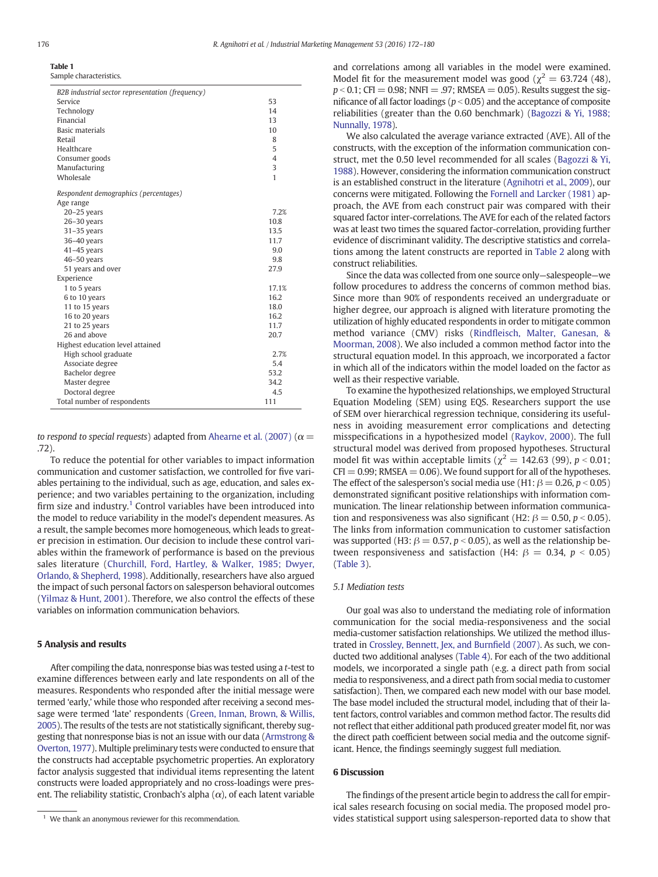**Table 1**
Sample characteristics.

| | |
|---|---|
| *B2B industrial sector representation (frequency)* | |
| Service | 53 |
| Technology | 14 |
| Financial | 13 |
| Basic materials | 10 |
| Retail | 8 |
| Healthcare | 5 |
| Consumer goods | 4 |
| Manufacturing | 3 |
| Wholesale | 1 |
| *Respondent demographics (percentages)* | |
| Age range | |
| 20–25 years | 7.2% |
| 26–30 years | 10.8 |
| 31–35 years | 13.5 |
| 36–40 years | 11.7 |
| 41–45 years | 9.0 |
| 46–50 years | 9.8 |
| 51 years and over | 27.9 |
| Experience | |
| 1 to 5 years | 17.1% |
| 6 to 10 years | 16.2 |
| 11 to 15 years | 18.0 |
| 16 to 20 years | 16.2 |
| 21 to 25 years | 11.7 |
| 26 and above | 20.7 |
| Highest education level attained | |
| High school graduate | 2.7% |
| Associate degree | 5.4 |
| Bachelor degree | 53.2 |
| Master degree | 34.2 |
| Doctoral degree | 4.5 |
| Total number of respondents | 111 |

*to respond to special requests*) adapted from Ahearne et al. (2007) ($\alpha =$ .72).

To reduce the potential for other variables to impact information communication and customer satisfaction, we controlled for five variables pertaining to the individual, such as age, education, and sales experience; and two variables pertaining to the organization, including firm size and industry.[1] Control variables have been introduced into the model to reduce variability in the model's dependent measures. As a result, the sample becomes more homogeneous, which leads to greater precision in estimation. Our decision to include these control variables within the framework of performance is based on the previous sales literature (Churchill, Ford, Hartley, & Walker, 1985; Dwyer, Orlando, & Shepherd, 1998). Additionally, researchers have also argued the impact of such personal factors on salesperson behavioral outcomes (Yilmaz & Hunt, 2001). Therefore, we also control the effects of these variables on information communication behaviors.

## 5 Analysis and results

After compiling the data, nonresponse bias was tested using a *t*-test to examine differences between early and late respondents on all of the measures. Respondents who responded after the initial message were termed 'early,' while those who responded after receiving a second message were termed 'late' respondents (Green, Inman, Brown, & Willis, 2005). The results of the tests are not statistically significant, thereby suggesting that nonresponse bias is not an issue with our data (Armstrong & Overton, 1977). Multiple preliminary tests were conducted to ensure that the constructs had acceptable psychometric properties. An exploratory factor analysis suggested that individual items representing the latent constructs were loaded appropriately and no cross-loadings were present. The reliability statistic, Cronbach's alpha ($\alpha$), of each latent variable and correlations among all variables in the model were examined. Model fit for the measurement model was good ($\chi^2 = 63.724$ (48), $p < 0.1$; CFI $= 0.98$; NNFI $= .97$; RMSEA $= 0.05$). Results suggest the significance of all factor loadings ($p < 0.05$) and the acceptance of composite reliabilities (greater than the 0.60 benchmark) (Bagozzi & Yi, 1988; Nunnally, 1978).

We also calculated the average variance extracted (AVE). All of the constructs, with the exception of the information communication construct, met the 0.50 level recommended for all scales (Bagozzi & Yi, 1988). However, considering the information communication construct is an established construct in the literature (Agnihotri et al., 2009), our concerns were mitigated. Following the Fornell and Larcker (1981) approach, the AVE from each construct pair was compared with their squared factor inter-correlations. The AVE for each of the related factors was at least two times the squared factor-correlation, providing further evidence of discriminant validity. The descriptive statistics and correlations among the latent constructs are reported in Table 2 along with construct reliabilities.

Since the data was collected from one source only—salespeople—we follow procedures to address the concerns of common method bias. Since more than 90% of respondents received an undergraduate or higher degree, our approach is aligned with literature promoting the utilization of highly educated respondents in order to mitigate common method variance (CMV) risks (Rindfleisch, Malter, Ganesan, & Moorman, 2008). We also included a common method factor into the structural equation model. In this approach, we incorporated a factor in which all of the indicators within the model loaded on the factor as well as their respective variable.

To examine the hypothesized relationships, we employed Structural Equation Modeling (SEM) using EQS. Researchers support the use of SEM over hierarchical regression technique, considering its usefulness in avoiding measurement error complications and detecting misspecifications in a hypothesized model (Raykov, 2000). The full structural model was derived from proposed hypotheses. Structural model fit was within acceptable limits ($\chi^2 = 142.63$ (99), $p < 0.01$; CFI $= 0.99$; RMSEA $= 0.06$). We found support for all of the hypotheses. The effect of the salesperson's social media use (H1: $\beta = 0.26$, $p < 0.05$) demonstrated significant positive relationships with information communication. The linear relationship between information communication and responsiveness was also significant (H2: $\beta = 0.50$, $p < 0.05$). The links from information communication to customer satisfaction was supported (H3: $\beta = 0.57$, $p < 0.05$), as well as the relationship between responsiveness and satisfaction (H4: $\beta = 0.34$, $p < 0.05$) (Table 3).

### 5.1 Mediation tests

Our goal was also to understand the mediating role of information communication for the social media-responsiveness and the social media-customer satisfaction relationships. We utilized the method illustrated in Crossley, Bennett, Jex, and Burnfield (2007). As such, we conducted two additional analyses (Table 4). For each of the two additional models, we incorporated a single path (e.g. a direct path from social media to responsiveness, and a direct path from social media to customer satisfaction). Then, we compared each new model with our base model. The base model included the structural model, including that of their latent factors, control variables and common method factor. The results did not reflect that either additional path produced greater model fit, nor was the direct path coefficient between social media and the outcome significant. Hence, the findings seemingly suggest full mediation.

## 6 Discussion

The findings of the present article begin to address the call for empirical sales research focusing on social media. The proposed model provides statistical support using salesperson-reported data to show that

[1] We thank an anonymous reviewer for this recommendation.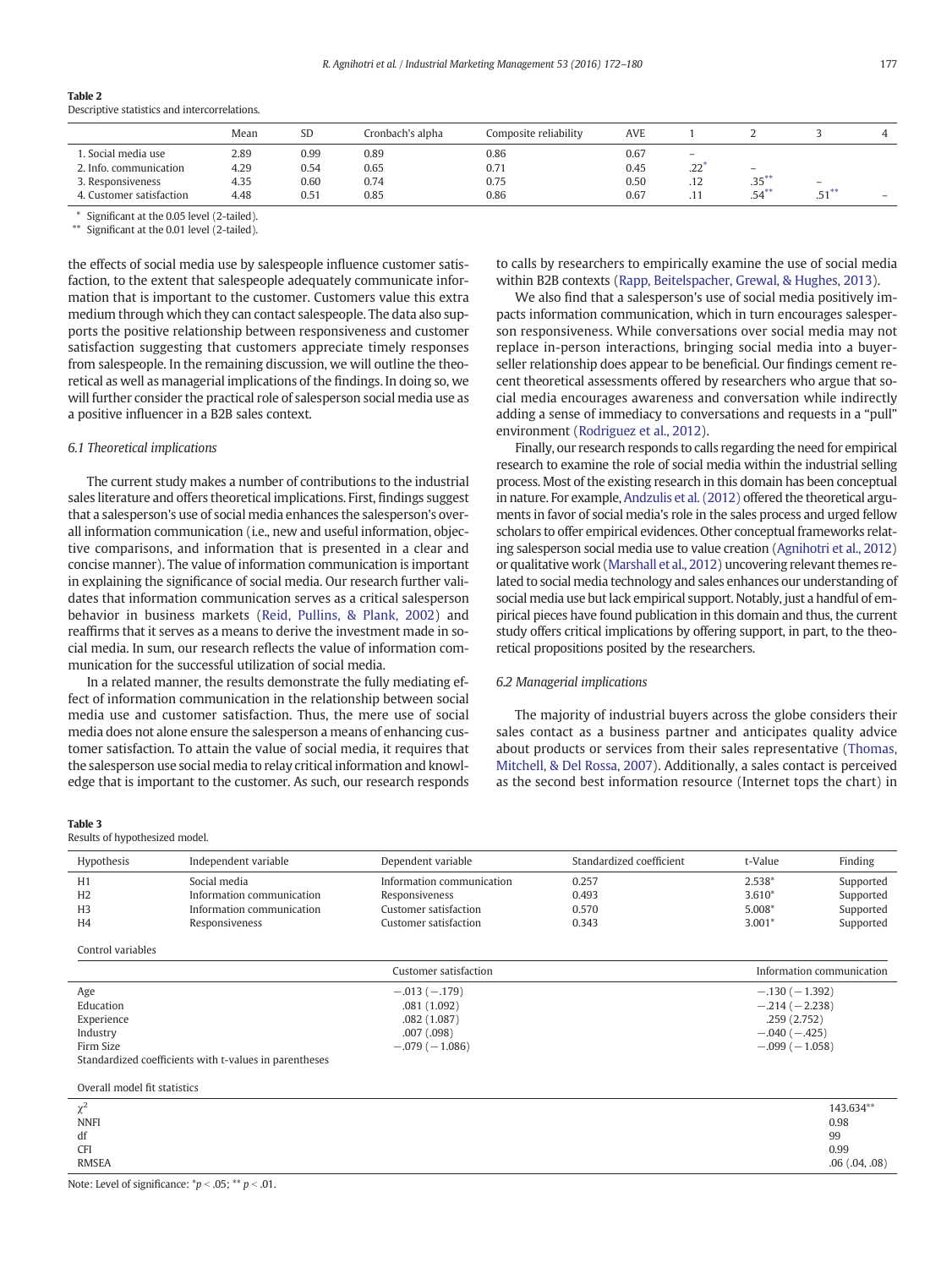**Table 2**
Descriptive statistics and intercorrelations.

| | Mean | SD | Cronbach's alpha | Composite reliability | AVE | 1 | 2 | 3 | 4 |
|---|---|---|---|---|---|---|---|---|---|
| 1. Social media use | 2.89 | 0.99 | 0.89 | 0.86 | 0.67 | – | | | |
| 2. Info. communication | 4.29 | 0.54 | 0.65 | 0.71 | 0.45 | .22* | – | | |
| 3. Responsiveness | 4.35 | 0.60 | 0.74 | 0.75 | 0.50 | .12 | .35** | – | |
| 4. Customer satisfaction | 4.48 | 0.51 | 0.85 | 0.86 | 0.67 | .11 | .54** | .51** | – |

\* Significant at the 0.05 level (2-tailed).
\*\* Significant at the 0.01 level (2-tailed).

the effects of social media use by salespeople influence customer satisfaction, to the extent that salespeople adequately communicate information that is important to the customer. Customers value this extra medium through which they can contact salespeople. The data also supports the positive relationship between responsiveness and customer satisfaction suggesting that customers appreciate timely responses from salespeople. In the remaining discussion, we will outline the theoretical as well as managerial implications of the findings. In doing so, we will further consider the practical role of salesperson social media use as a positive influencer in a B2B sales context.

### 6.1 Theoretical implications

The current study makes a number of contributions to the industrial sales literature and offers theoretical implications. First, findings suggest that a salesperson's use of social media enhances the salesperson's overall information communication (i.e., new and useful information, objective comparisons, and information that is presented in a clear and concise manner). The value of information communication is important in explaining the significance of social media. Our research further validates that information communication serves as a critical salesperson behavior in business markets (Reid, Pullins, & Plank, 2002) and reaffirms that it serves as a means to derive the investment made in social media. In sum, our research reflects the value of information communication for the successful utilization of social media.

In a related manner, the results demonstrate the fully mediating effect of information communication in the relationship between social media use and customer satisfaction. Thus, the mere use of social media does not alone ensure the salesperson a means of enhancing customer satisfaction. To attain the value of social media, it requires that the salesperson use social media to relay critical information and knowledge that is important to the customer. As such, our research responds to calls by researchers to empirically examine the use of social media within B2B contexts (Rapp, Beitelspacher, Grewal, & Hughes, 2013).

We also find that a salesperson's use of social media positively impacts information communication, which in turn encourages salesperson responsiveness. While conversations over social media may not replace in-person interactions, bringing social media into a buyer-seller relationship does appear to be beneficial. Our findings cement recent theoretical assessments offered by researchers who argue that social media encourages awareness and conversation while indirectly adding a sense of immediacy to conversations and requests in a "pull" environment (Rodriguez et al., 2012).

Finally, our research responds to calls regarding the need for empirical research to examine the role of social media within the industrial selling process. Most of the existing research in this domain has been conceptual in nature. For example, Andzulis et al. (2012) offered the theoretical arguments in favor of social media's role in the sales process and urged fellow scholars to offer empirical evidences. Other conceptual frameworks relating salesperson social media use to value creation (Agnihotri et al., 2012) or qualitative work (Marshall et al., 2012) uncovering relevant themes related to social media technology and sales enhances our understanding of social media use but lack empirical support. Notably, just a handful of empirical pieces have found publication in this domain and thus, the current study offers critical implications by offering support, in part, to the theoretical propositions posited by the researchers.

### 6.2 Managerial implications

The majority of industrial buyers across the globe considers their sales contact as a business partner and anticipates quality advice about products or services from their sales representative (Thomas, Mitchell, & Del Rossa, 2007). Additionally, a sales contact is perceived as the second best information resource (Internet tops the chart) in

**Table 3**
Results of hypothesized model.

| Hypothesis | Independent variable | Dependent variable | Standardized coefficient | t-Value | Finding |
|---|---|---|---|---|---|
| H1 | Social media | Information communication | 0.257 | 2.538* | Supported |
| H2 | Information communication | Responsiveness | 0.493 | 3.610* | Supported |
| H3 | Information communication | Customer satisfaction | 0.570 | 5.008* | Supported |
| H4 | Responsiveness | Customer satisfaction | 0.343 | 3.001* | Supported |

Control variables

| | Customer satisfaction | Information communication |
|---|---|---|
| Age | −.013 (−.179) | −.130 (−1.392) |
| Education | .081 (1.092) | −.214 (−2.238) |
| Experience | .082 (1.087) | .259 (2.752) |
| Industry | .007 (.098) | −.040 (−.425) |
| Firm Size | −.079 (−1.086) | −.099 (−1.058) |

Standardized coefficients with t-values in parentheses

Overall model fit statistics

| | |
|---|---|
| $\chi^2$ | 143.634** |
| NNFI | 0.98 |
| df | 99 |
| CFI | 0.99 |
| RMSEA | .06 (.04, .08) |

Note: Level of significance: $^{*}p < .05$; $^{**}p < .01$.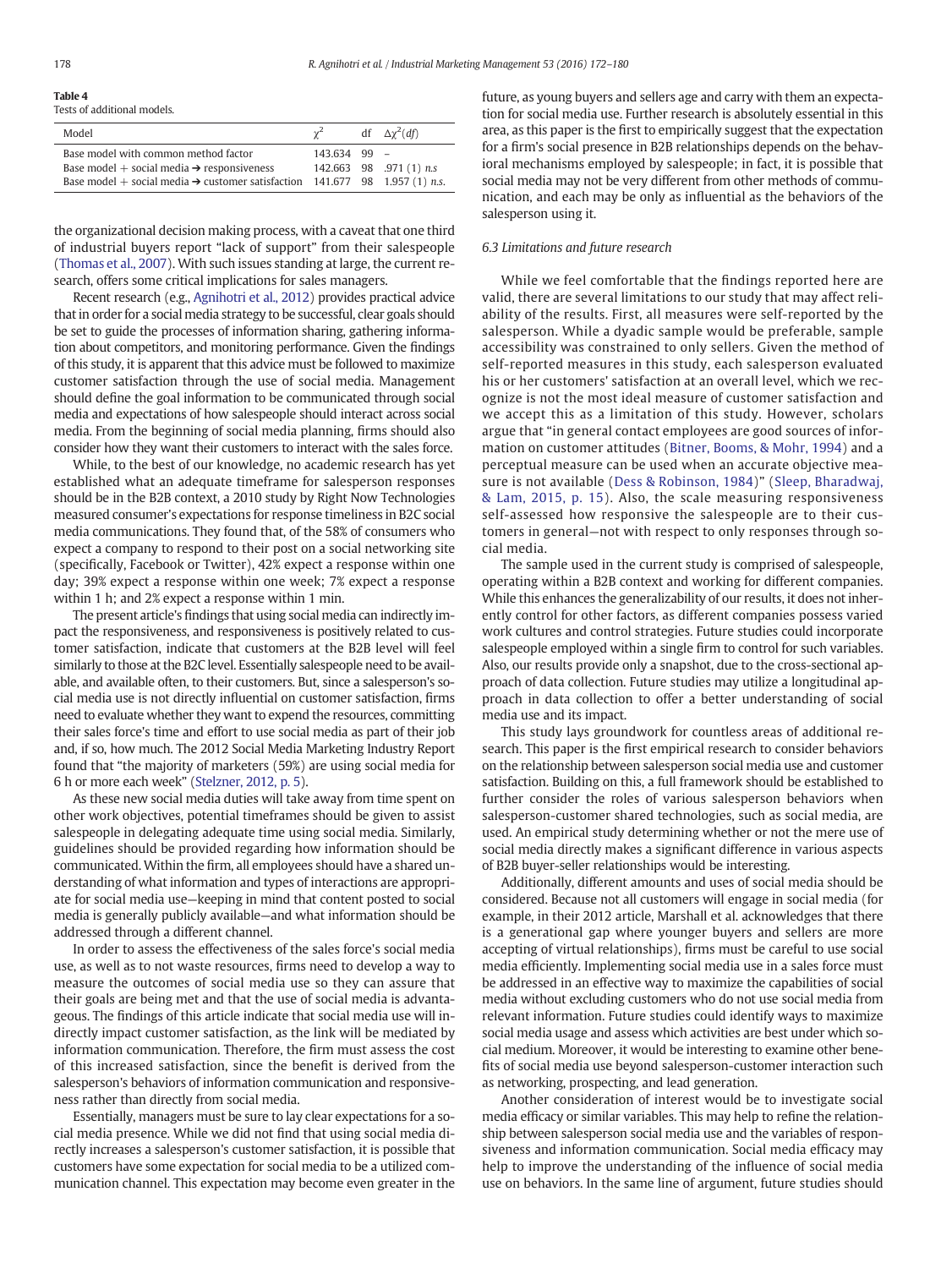**Table 4**
Tests of additional models.

| Model | $\chi^2$ | df | $\Delta\chi^2(df)$ |
|---|---|---|---|
| Base model with common method factor | 143.634 | 99 | – |
| Base model + social media ➔ responsiveness | 142.663 | 98 | .971 (1) *n.s* |
| Base model + social media ➔ customer satisfaction | 141.677 | 98 | 1.957 (1) *n.s.* |

the organizational decision making process, with a caveat that one third of industrial buyers report "lack of support" from their salespeople (Thomas et al., 2007). With such issues standing at large, the current research, offers some critical implications for sales managers.

Recent research (e.g., Agnihotri et al., 2012) provides practical advice that in order for a social media strategy to be successful, clear goals should be set to guide the processes of information sharing, gathering information about competitors, and monitoring performance. Given the findings of this study, it is apparent that this advice must be followed to maximize customer satisfaction through the use of social media. Management should define the goal information to be communicated through social media and expectations of how salespeople should interact across social media. From the beginning of social media planning, firms should also consider how they want their customers to interact with the sales force.

While, to the best of our knowledge, no academic research has yet established what an adequate timeframe for salesperson responses should be in the B2B context, a 2010 study by Right Now Technologies measured consumer's expectations for response timeliness in B2C social media communications. They found that, of the 58% of consumers who expect a company to respond to their post on a social networking site (specifically, Facebook or Twitter), 42% expect a response within one day; 39% expect a response within one week; 7% expect a response within 1 h; and 2% expect a response within 1 min.

The present article's findings that using social media can indirectly impact the responsiveness, and responsiveness is positively related to customer satisfaction, indicate that customers at the B2B level will feel similarly to those at the B2C level. Essentially salespeople need to be available, and available often, to their customers. But, since a salesperson's social media use is not directly influential on customer satisfaction, firms need to evaluate whether they want to expend the resources, committing their sales force's time and effort to use social media as part of their job and, if so, how much. The 2012 Social Media Marketing Industry Report found that "the majority of marketers (59%) are using social media for 6 h or more each week" (Stelzner, 2012, p. 5).

As these new social media duties will take away from time spent on other work objectives, potential timeframes should be given to assist salespeople in delegating adequate time using social media. Similarly, guidelines should be provided regarding how information should be communicated. Within the firm, all employees should have a shared understanding of what information and types of interactions are appropriate for social media use—keeping in mind that content posted to social media is generally publicly available—and what information should be addressed through a different channel.

In order to assess the effectiveness of the sales force's social media use, as well as to not waste resources, firms need to develop a way to measure the outcomes of social media use so they can assure that their goals are being met and that the use of social media is advantageous. The findings of this article indicate that social media use will indirectly impact customer satisfaction, as the link will be mediated by information communication. Therefore, the firm must assess the cost of this increased satisfaction, since the benefit is derived from the salesperson's behaviors of information communication and responsiveness rather than directly from social media.

Essentially, managers must be sure to lay clear expectations for a social media presence. While we did not find that using social media directly increases a salesperson's customer satisfaction, it is possible that customers have some expectation for social media to be a utilized communication channel. This expectation may become even greater in the future, as young buyers and sellers age and carry with them an expectation for social media use. Further research is absolutely essential in this area, as this paper is the first to empirically suggest that the expectation for a firm's social presence in B2B relationships depends on the behavioral mechanisms employed by salespeople; in fact, it is possible that social media may not be very different from other methods of communication, and each may be only as influential as the behaviors of the salesperson using it.

### 6.3 Limitations and future research

While we feel comfortable that the findings reported here are valid, there are several limitations to our study that may affect reliability of the results. First, all measures were self-reported by the salesperson. While a dyadic sample would be preferable, sample accessibility was constrained to only sellers. Given the method of self-reported measures in this study, each salesperson evaluated his or her customers' satisfaction at an overall level, which we recognize is not the most ideal measure of customer satisfaction and we accept this as a limitation of this study. However, scholars argue that "in general contact employees are good sources of information on customer attitudes (Bitner, Booms, & Mohr, 1994) and a perceptual measure can be used when an accurate objective measure is not available (Dess & Robinson, 1984)" (Sleep, Bharadwaj, & Lam, 2015, p. 15). Also, the scale measuring responsiveness self-assessed how responsive the salespeople are to their customers in general—not with respect to only responses through social media.

The sample used in the current study is comprised of salespeople, operating within a B2B context and working for different companies. While this enhances the generalizability of our results, it does not inherently control for other factors, as different companies possess varied work cultures and control strategies. Future studies could incorporate salespeople employed within a single firm to control for such variables. Also, our results provide only a snapshot, due to the cross-sectional approach of data collection. Future studies may utilize a longitudinal approach in data collection to offer a better understanding of social media use and its impact.

This study lays groundwork for countless areas of additional research. This paper is the first empirical research to consider behaviors on the relationship between salesperson social media use and customer satisfaction. Building on this, a full framework should be established to further consider the roles of various salesperson behaviors when salesperson-customer shared technologies, such as social media, are used. An empirical study determining whether or not the mere use of social media directly makes a significant difference in various aspects of B2B buyer-seller relationships would be interesting.

Additionally, different amounts and uses of social media should be considered. Because not all customers will engage in social media (for example, in their 2012 article, Marshall et al. acknowledges that there is a generational gap where younger buyers and sellers are more accepting of virtual relationships), firms must be careful to use social media efficiently. Implementing social media use in a sales force must be addressed in an effective way to maximize the capabilities of social media without excluding customers who do not use social media from relevant information. Future studies could identify ways to maximize social media usage and assess which activities are best under which social medium. Moreover, it would be interesting to examine other benefits of social media use beyond salesperson-customer interaction such as networking, prospecting, and lead generation.

Another consideration of interest would be to investigate social media efficacy or similar variables. This may help to refine the relationship between salesperson social media use and the variables of responsiveness and information communication. Social media efficacy may help to improve the understanding of the influence of social media use on behaviors. In the same line of argument, future studies should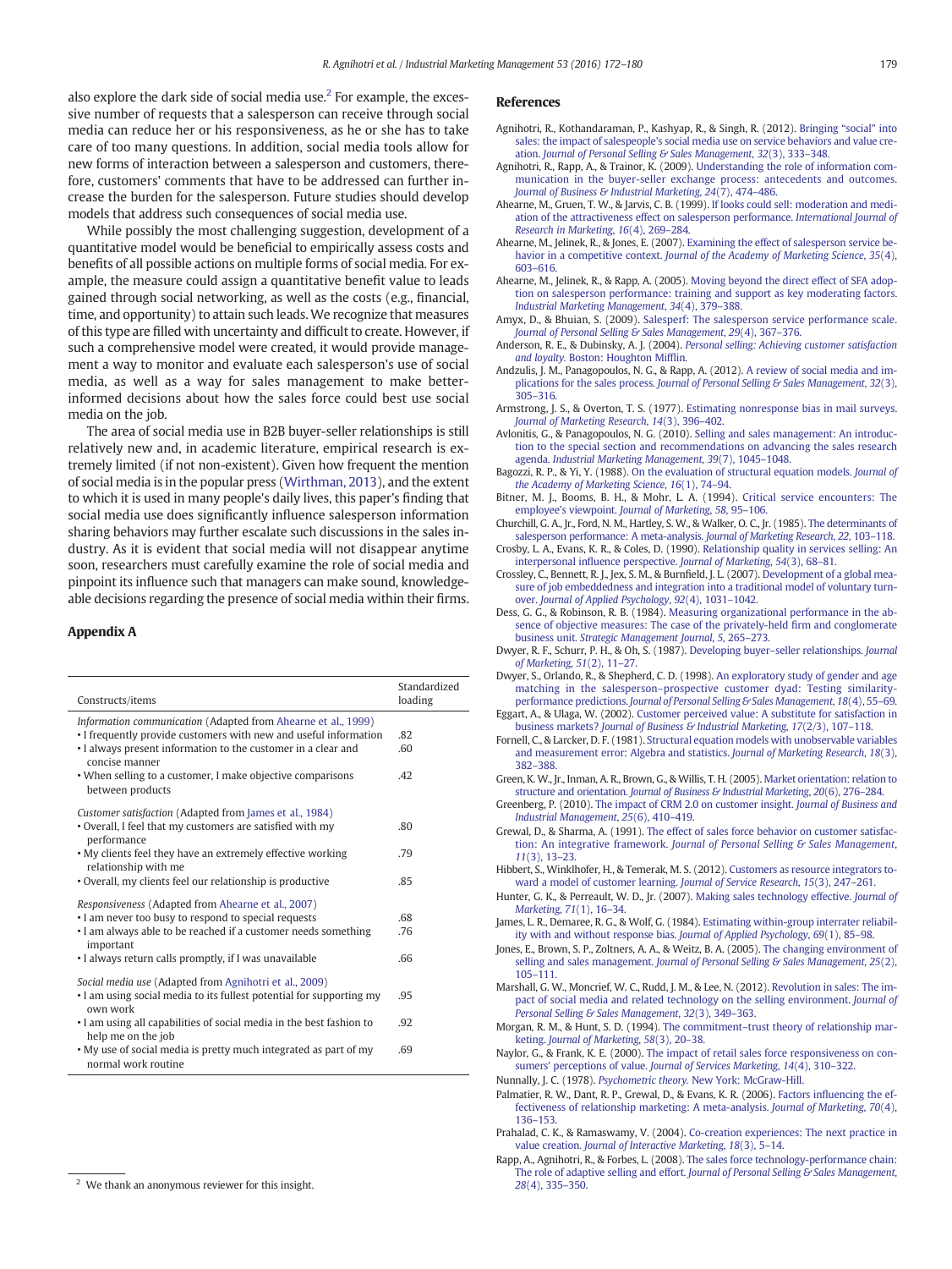also explore the dark side of social media use.[2] For example, the excessive number of requests that a salesperson can receive through social media can reduce her or his responsiveness, as he or she has to take care of too many questions. In addition, social media tools allow for new forms of interaction between a salesperson and customers, therefore, customers' comments that have to be addressed can further increase the burden for the salesperson. Future studies should develop models that address such consequences of social media use.

While possibly the most challenging suggestion, development of a quantitative model would be beneficial to empirically assess costs and benefits of all possible actions on multiple forms of social media. For example, the measure could assign a quantitative benefit value to leads gained through social networking, as well as the costs (e.g., financial, time, and opportunity) to attain such leads. We recognize that measures of this type are filled with uncertainty and difficult to create. However, if such a comprehensive model were created, it would provide management a way to monitor and evaluate each salesperson's use of social media, as well as a way for sales management to make better-informed decisions about how the sales force could best use social media on the job.

The area of social media use in B2B buyer-seller relationships is still relatively new and, in academic literature, empirical research is extremely limited (if not non-existent). Given how frequent the mention of social media is in the popular press (Wirthman, 2013), and the extent to which it is used in many people's daily lives, this paper's finding that social media use does significantly influence salesperson information sharing behaviors may further escalate such discussions in the sales industry. As it is evident that social media will not disappear anytime soon, researchers must carefully examine the role of social media and pinpoint its influence such that managers can make sound, knowledgeable decisions regarding the presence of social media within their firms.

## Appendix A

| Constructs/items | Standardized loading |
|---|---|
| *Information communication* (Adapted from Ahearne et al., 1999) | |
| • I frequently provide customers with new and useful information | .82 |
| • I always present information to the customer in a clear and concise manner | .60 |
| • When selling to a customer, I make objective comparisons between products | .42 |
| *Customer satisfaction* (Adapted from James et al., 1984) | |
| • Overall, I feel that my customers are satisfied with my performance | .80 |
| • My clients feel they have an extremely effective working relationship with me | .79 |
| • Overall, my clients feel our relationship is productive | .85 |
| *Responsiveness* (Adapted from Ahearne et al., 2007) | |
| • I am never too busy to respond to special requests | .68 |
| • I am always able to be reached if a customer needs something important | .76 |
| • I always return calls promptly, if I was unavailable | .66 |
| *Social media use* (Adapted from Agnihotri et al., 2009) | |
| • I am using social media to its fullest potential for supporting my own work | .95 |
| • I am using all capabilities of social media in the best fashion to help me on the job | .92 |
| • My use of social media is pretty much integrated as part of my normal work routine | .69 |

[2] We thank an anonymous reviewer for this insight.

## References

Agnihotri, R., Kothandaraman, P., Kashyap, R., & Singh, R. (2012). Bringing "social" into sales: the impact of salespeople's social media use on service behaviors and value creation. *Journal of Personal Selling & Sales Management*, *32*(3), 333–348.

Agnihotri, R., Rapp, A., & Trainor, K. (2009). Understanding the role of information communication in the buyer-seller exchange process: antecedents and outcomes. *Journal of Business & Industrial Marketing*, *24*(7), 474–486.

Ahearne, M., Gruen, T. W., & Jarvis, C. B. (1999). If looks could sell: moderation and mediation of the attractiveness effect on salesperson performance. *International Journal of Research in Marketing*, *16*(4), 269–284.

Ahearne, M., Jelinek, R., & Jones, E. (2007). Examining the effect of salesperson service behavior in a competitive context. *Journal of the Academy of Marketing Science*, *35*(4), 603–616.

Ahearne, M., Jelinek, R., & Rapp, A. (2005). Moving beyond the direct effect of SFA adoption on salesperson performance: training and support as key moderating factors. *Industrial Marketing Management*, *34*(4), 379–388.

Amyx, D., & Bhuian, S. (2009). Salesperf: The salesperson service performance scale. *Journal of Personal Selling & Sales Management*, *29*(4), 367–376.

Anderson, R. E., & Dubinsky, A. J. (2004). *Personal selling: Achieving customer satisfaction and loyalty.* Boston: Houghton Mifflin.

Andzulis, J. M., Panagopoulos, N. G., & Rapp, A. (2012). A review of social media and implications for the sales process. *Journal of Personal Selling & Sales Management*, *32*(3), 305–316.

Armstrong, J. S., & Overton, T. S. (1977). Estimating nonresponse bias in mail surveys. *Journal of Marketing Research*, *14*(3), 396–402.

Avlonitis, G., & Panagopoulos, N. G. (2010). Selling and sales management: An introduction to the special section and recommendations on advancing the sales research agenda. *Industrial Marketing Management*, *39*(7), 1045–1048.

Bagozzi, R. P., & Yi, Y. (1988). On the evaluation of structural equation models. *Journal of the Academy of Marketing Science*, *16*(1), 74–94.

Bitner, M. J., Booms, B. H., & Mohr, L. A. (1994). Critical service encounters: The employee's viewpoint. *Journal of Marketing*, *58*, 95–106.

Churchill, G. A., Jr., Ford, N. M., Hartley, S. W., & Walker, O. C., Jr. (1985). The determinants of salesperson performance: A meta-analysis. *Journal of Marketing Research*, *22*, 103–118.

Crosby, L. A., Evans, K. R., & Coles, D. (1990). Relationship quality in services selling: An interpersonal influence perspective. *Journal of Marketing*, *54*(3), 68–81.

Crossley, C., Bennett, R. J., Jex, S. M., & Burnfield, J. L. (2007). Development of a global measure of job embeddedness and integration into a traditional model of voluntary turnover. *Journal of Applied Psychology*, *92*(4), 1031–1042.

Dess, G. G., & Robinson, R. B. (1984). Measuring organizational performance in the absence of objective measures: The case of the privately-held firm and conglomerate business unit. *Strategic Management Journal*, *5*, 265–273.

Dwyer, R. F., Schurr, P. H., & Oh, S. (1987). Developing buyer–seller relationships. *Journal of Marketing*, *51*(2), 11–27.

Dwyer, S., Orlando, R., & Shepherd, C. D. (1998). An exploratory study of gender and age matching in the salesperson–prospective customer dyad: Testing similarity-performance predictions. *Journal of Personal Selling & Sales Management*, *18*(4), 55–69.

Eggart, A., & Ulaga, W. (2002). Customer perceived value: A substitute for satisfaction in business markets? *Journal of Business & Industrial Marketing*, *17*(2/3), 107–118.

Fornell, C., & Larcker, D. F. (1981). Structural equation models with unobservable variables and measurement error: Algebra and statistics. *Journal of Marketing Research*, *18*(3), 382–388.

Green, K. W., Jr., Inman, R. A., Brown, G., & Willis, T. H. (2005). Market orientation: relation to structure and orientation. *Journal of Business & Industrial Marketing*, *20*(6), 276–284.

Greenberg, P. (2010). The impact of CRM 2.0 on customer insight. *Journal of Business and Industrial Management*, *25*(6), 410–419.

Grewal, D., & Sharma, A. (1991). The effect of sales force behavior on customer satisfaction: An integrative framework. *Journal of Personal Selling & Sales Management*, *11*(3), 13–23.

Hibbert, S., Winklhofer, H., & Temerak, M. S. (2012). Customers as resource integrators toward a model of customer learning. *Journal of Service Research*, *15*(3), 247–261.

Hunter, G. K., & Perreault, W. D., Jr. (2007). Making sales technology effective. *Journal of Marketing*, *71*(1), 16–34.

James, L. R., Demaree, R. G., & Wolf, G. (1984). Estimating within-group interrater reliability with and without response bias. *Journal of Applied Psychology*, *69*(1), 85–98.

Jones, E., Brown, S. P., Zoltners, A. A., & Weitz, B. A. (2005). The changing environment of selling and sales management. *Journal of Personal Selling & Sales Management*, *25*(2), 105–111.

Marshall, G. W., Moncrief, W. C., Rudd, J. M., & Lee, N. (2012). Revolution in sales: The impact of social media and related technology on the selling environment. *Journal of Personal Selling & Sales Management*, *32*(3), 349–363.

Morgan, R. M., & Hunt, S. D. (1994). The commitment–trust theory of relationship marketing. *Journal of Marketing*, *58*(3), 20–38.

Naylor, G., & Frank, K. E. (2000). The impact of retail sales force responsiveness on consumers' perceptions of value. *Journal of Services Marketing*, *14*(4), 310–322.

Nunnally, J. C. (1978). *Psychometric theory.* New York: McGraw-Hill.

Palmatier, R. W., Dant, R. P., Grewal, D., & Evans, K. R. (2006). Factors influencing the effectiveness of relationship marketing: A meta-analysis. *Journal of Marketing*, *70*(4), 136–153.

Prahalad, C. K., & Ramaswamy, V. (2004). Co-creation experiences: The next practice in value creation. *Journal of Interactive Marketing*, *18*(3), 5–14.

Rapp, A., Agnihotri, R., & Forbes, L. (2008). The sales force technology-performance chain: The role of adaptive selling and effort. *Journal of Personal Selling & Sales Management*, *28*(4), 335–350.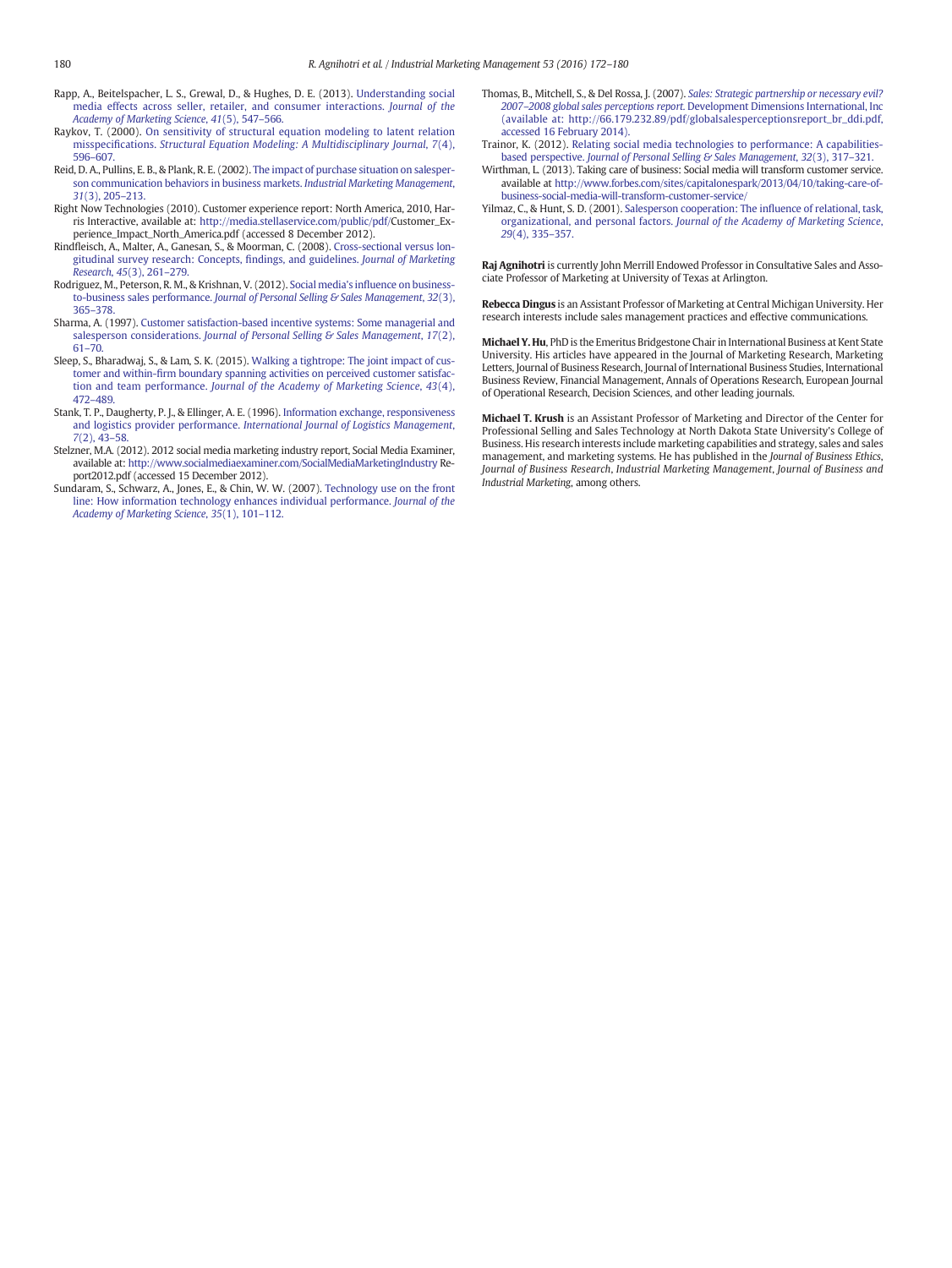Rapp, A., Beitelspacher, L. S., Grewal, D., & Hughes, D. E. (2013). Understanding social media effects across seller, retailer, and consumer interactions. *Journal of the Academy of Marketing Science*, *41*(5), 547–566.

Raykov, T. (2000). On sensitivity of structural equation modeling to latent relation misspecifications. *Structural Equation Modeling: A Multidisciplinary Journal*, *7*(4), 596–607.

Reid, D. A., Pullins, E. B., & Plank, R. E. (2002). The impact of purchase situation on salesperson communication behaviors in business markets. *Industrial Marketing Management*, *31*(3), 205–213.

Right Now Technologies (2010). Customer experience report: North America, 2010, Harris Interactive, available at: http://media.stellaservice.com/public/pdf/Customer_Experience_Impact_North_America.pdf (accessed 8 December 2012).

Rindfleisch, A., Malter, A., Ganesan, S., & Moorman, C. (2008). Cross-sectional versus longitudinal survey research: Concepts, findings, and guidelines. *Journal of Marketing Research*, *45*(3), 261–279.

Rodriguez, M., Peterson, R. M., & Krishnan, V. (2012). Social media's influence on business-to-business sales performance. *Journal of Personal Selling & Sales Management*, *32*(3), 365–378.

Sharma, A. (1997). Customer satisfaction-based incentive systems: Some managerial and salesperson considerations. *Journal of Personal Selling & Sales Management*, *17*(2), 61–70.

Sleep, S., Bharadwaj, S., & Lam, S. K. (2015). Walking a tightrope: The joint impact of customer and within-firm boundary spanning activities on perceived customer satisfaction and team performance. *Journal of the Academy of Marketing Science*, *43*(4), 472–489.

Stank, T. P., Daugherty, P. J., & Ellinger, A. E. (1996). Information exchange, responsiveness and logistics provider performance. *International Journal of Logistics Management*, *7*(2), 43–58.

Stelzner, M.A. (2012). 2012 social media marketing industry report, Social Media Examiner, available at: http://www.socialmediaexaminer.com/SocialMediaMarketingIndustryReport2012.pdf (accessed 15 December 2012).

Sundaram, S., Schwarz, A., Jones, E., & Chin, W. W. (2007). Technology use on the front line: How information technology enhances individual performance. *Journal of the Academy of Marketing Science*, *35*(1), 101–112.

Thomas, B., Mitchell, S., & Del Rossa, J. (2007). *Sales: Strategic partnership or necessary evil? 2007–2008 global sales perceptions report.* Development Dimensions International, Inc (available at: http://66.179.232.89/pdf/globalsalesperceptionsreport_br_ddi.pdf, accessed 16 February 2014).

Trainor, K. (2012). Relating social media technologies to performance: A capabilities-based perspective. *Journal of Personal Selling & Sales Management*, *32*(3), 317–321.

Wirthman, L. (2013). Taking care of business: Social media will transform customer service. available at http://www.forbes.com/sites/capitalonespark/2013/04/10/taking-care-of-business-social-media-will-transform-customer-service/

Yilmaz, C., & Hunt, S. D. (2001). Salesperson cooperation: The influence of relational, task, organizational, and personal factors. *Journal of the Academy of Marketing Science*, *29*(4), 335–357.

**Raj Agnihotri** is currently John Merrill Endowed Professor in Consultative Sales and Associate Professor of Marketing at University of Texas at Arlington.

**Rebecca Dingus** is an Assistant Professor of Marketing at Central Michigan University. Her research interests include sales management practices and effective communications.

**Michael Y. Hu**, PhD is the Emeritus Bridgestone Chair in International Business at Kent State University. His articles have appeared in the Journal of Marketing Research, Marketing Letters, Journal of Business Research, Journal of International Business Studies, International Business Review, Financial Management, Annals of Operations Research, European Journal of Operational Research, Decision Sciences, and other leading journals.

**Michael T. Krush** is an Assistant Professor of Marketing and Director of the Center for Professional Selling and Sales Technology at North Dakota State University's College of Business. His research interests include marketing capabilities and strategy, sales and sales management, and marketing systems. He has published in the *Journal of Business Ethics*, *Journal of Business Research*, *Industrial Marketing Management*, *Journal of Business and Industrial Marketing*, among others.